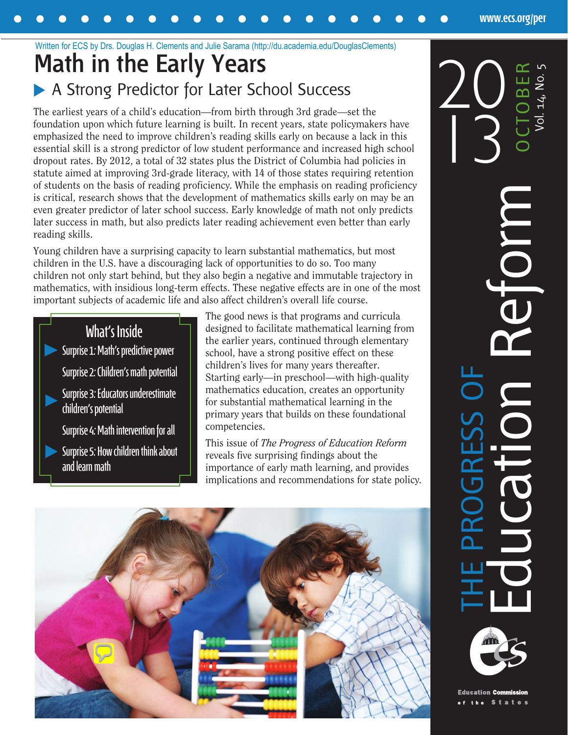Written for ECS by Drs. Douglas H. Clements and Julie Sarama (http://du.academia.edu/DouglasClements)

# Math in the Early Years

## A Strong Predictor for Later School Success

The earliest years of a child's education—from birth through 3rd grade—set the foundation upon which future learning is built. In recent years, state policymakers have emphasized the need to improve children's reading skills early on because a lack in this essential skill is a strong predictor of low student performance and increased high school dropout rates. By 2012, a total of 32 states plus the District of Columbia had policies in statute aimed at improving 3rd-grade literacy, with 14 of those states requiring retention of students on the basis of reading proficiency. While the emphasis on reading proficiency is critical, research shows that the development of mathematics skills early on may be an even greater predictor of later school success. Early knowledge of math not only predicts later success in math, but also predicts later reading achievement even better than early reading skills.

Young children have a surprising capacity to learn substantial mathematics, but most children in the U.S. have a discouraging lack of opportunities to do so. Too many children not only start behind, but they also begin a negative and immutable trajectory in mathematics, with insidious long-term effects. These negative effects are in one of the most important subjects of academic life and also affect children's overall life course.

### What's Inside

- Surprise 1: Math's predictive power
- Surprise 2: Children's math potential
- Surprise 3: Educators underestimate children's potential
- Surprise 4: Math intervention for all
- Surprise 5: How children think about and learn math

The good news is that programs and curricula designed to facilitate mathematical learning from the earlier years, continued through elementary school, have a strong positive effect on these children's lives for many years thereafter. Starting early—in preschool—with high-quality mathematics education, creates an opportunity for substantial mathematical learning in the primary years that builds on these foundational competencies.

This issue of *The Progress of Education Reform* reveals five surprising findings about the importance of early math learning, and provides implications and recommendations for state policy.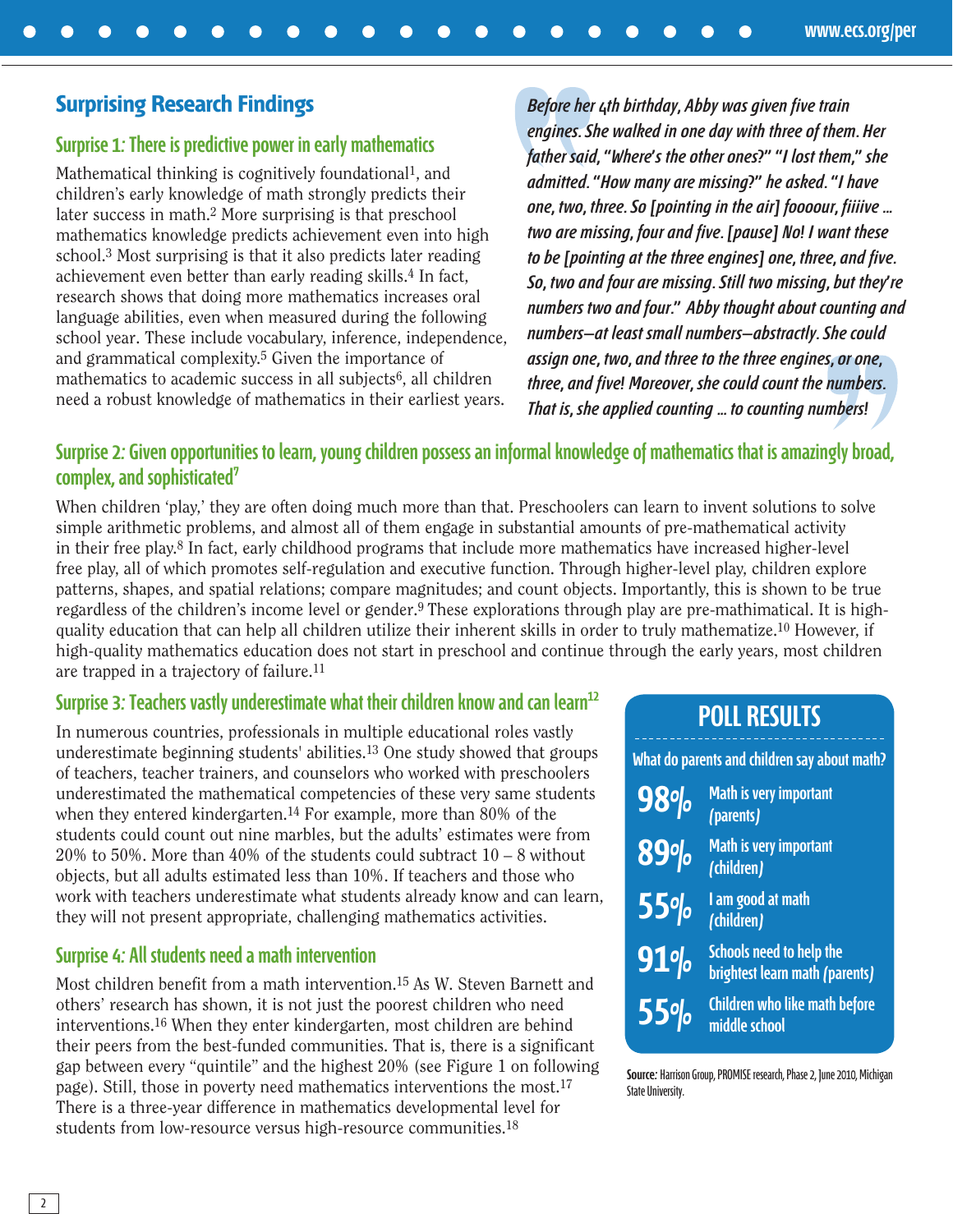## Surprising Research Findings

### Surprise 1: There is predictive power in early mathematics

Mathematical thinking is cognitively foundational[1], and children's early knowledge of math strongly predicts their later success in math.[2] More surprising is that preschool mathematics knowledge predicts achievement even into high school.[3] Most surprising is that it also predicts later reading achievement even better than early reading skills.[4] In fact, research shows that doing more mathematics increases oral language abilities, even when measured during the following school year. These include vocabulary, inference, independence, and grammatical complexity.[5] Given the importance of mathematics to academic success in all subjects[6], all children need a robust knowledge of mathematics in their earliest years.

> *Before her 4th birthday, Abby was given five train engines. She walked in one day with three of them. Her father said, "Where's the other ones?" "I lost them," she admitted. "How many are missing?" he asked. "I have one, two, three. So [pointing in the air] foooour, fiiiive ... two are missing, four and five. [pause] No! I want these to be [pointing at the three engines] one, three, and five. So, two and four are missing. Still two missing, but they're numbers two and four." Abby thought about counting and numbers—at least small numbers—abstractly. She could assign one, two, and three to the three engines, or one, three, and five! Moreover, she could count the numbers. That is, she applied counting ... to counting numbers!*

### Surprise 2: Given opportunities to learn, young children possess an informal knowledge of mathematics that is amazingly broad, complex, and sophisticated[7]

When children 'play,' they are often doing much more than that. Preschoolers can learn to invent solutions to solve simple arithmetic problems, and almost all of them engage in substantial amounts of pre-mathematical activity in their free play.[8] In fact, early childhood programs that include more mathematics have increased higher-level free play, all of which promotes self-regulation and executive function. Through higher-level play, children explore patterns, shapes, and spatial relations; compare magnitudes; and count objects. Importantly, this is shown to be true regardless of the children's income level or gender.[9] These explorations through play are pre-mathimatical. It is high-quality education that can help all children utilize their inherent skills in order to truly mathematize.[10] However, if high-quality mathematics education does not start in preschool and continue through the early years, most children are trapped in a trajectory of failure.[11]

### Surprise 3: Teachers vastly underestimate what their children know and can learn[12]

In numerous countries, professionals in multiple educational roles vastly underestimate beginning students' abilities.[13] One study showed that groups of teachers, teacher trainers, and counselors who worked with preschoolers underestimated the mathematical competencies of these very same students when they entered kindergarten.[14] For example, more than 80% of the students could count out nine marbles, but the adults' estimates were from 20% to 50%. More than 40% of the students could subtract 10 – 8 without objects, but all adults estimated less than 10%. If teachers and those who work with teachers underestimate what students already know and can learn, they will not present appropriate, challenging mathematics activities.

### Surprise 4: All students need a math intervention

Most children benefit from a math intervention.[15] As W. Steven Barnett and others' research has shown, it is not just the poorest children who need interventions.[16] When they enter kindergarten, most children are behind their peers from the best-funded communities. That is, there is a significant gap between every "quintile" and the highest 20% (see Figure 1 on following page). Still, those in poverty need mathematics interventions the most.[17] There is a three-year difference in mathematics developmental level for students from low-resource versus high-resource communities.[18]

## POLL RESULTS

**What do parents and children say about math?**

| Percent | Response |
|---|---|
| 98% | Math is very important (parents) |
| 89% | Math is very important (children) |
| 55% | I am good at math (children) |
| 91% | Schools need to help the brightest learn math (parents) |
| 55% | Children who like math before middle school |

**Source:** Harrison Group, PROMISE research, Phase 2, June 2010, Michigan State University.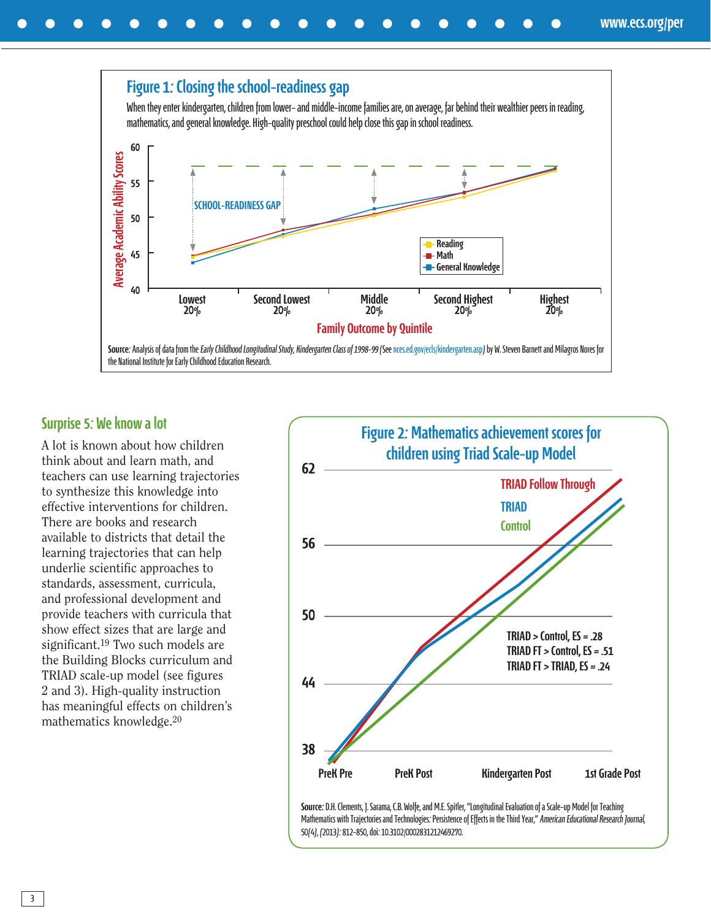## Figure 1: Closing the school-readiness gap

When they enter kindergarten, children from lower- and middle-income families are, on average, far behind their wealthier peers in reading, mathematics, and general knowledge. High-quality preschool could help close this gap in school readiness.

**Source**: Analysis of data from the *Early Childhood Longitudinal Study, Kindergarten Class of 1998–99* (See nces.ed.gov/ecls/kindergarten.asp) by W. Steven Barnett and Milagros Nores for the National Institute for Early Childhood Education Research.

## Surprise 5: We know a lot

A lot is known about how children think about and learn math, and teachers can use learning trajectories to synthesize this knowledge into effective interventions for children. There are books and research available to districts that detail the learning trajectories that can help underlie scientific approaches to standards, assessment, curricula, and professional development and provide teachers with curricula that show effect sizes that are large and significant.[19] Two such models are the Building Blocks curriculum and TRIAD scale-up model (see figures 2 and 3). High-quality instruction has meaningful effects on children's mathematics knowledge.[20]

## Figure 2: Mathematics achievement scores for children using Triad Scale-up Model

- TRIAD > Control, ES = .28
- TRIAD FT > Control, ES = .51
- TRIAD FT > TRIAD, ES = .24

**Source:** D.H. Clements, J. Sarama, C.B. Wolfe, and M.E. Spitler, "Longitudinal Evaluation of a Scale-up Model for Teaching Mathematics with Trajectories and Technologies: Persistence of Effects in the Third Year," *American Educational Research Journal*, 50(4), (2013): 812–850, doi: 10.3102/0002831212469270.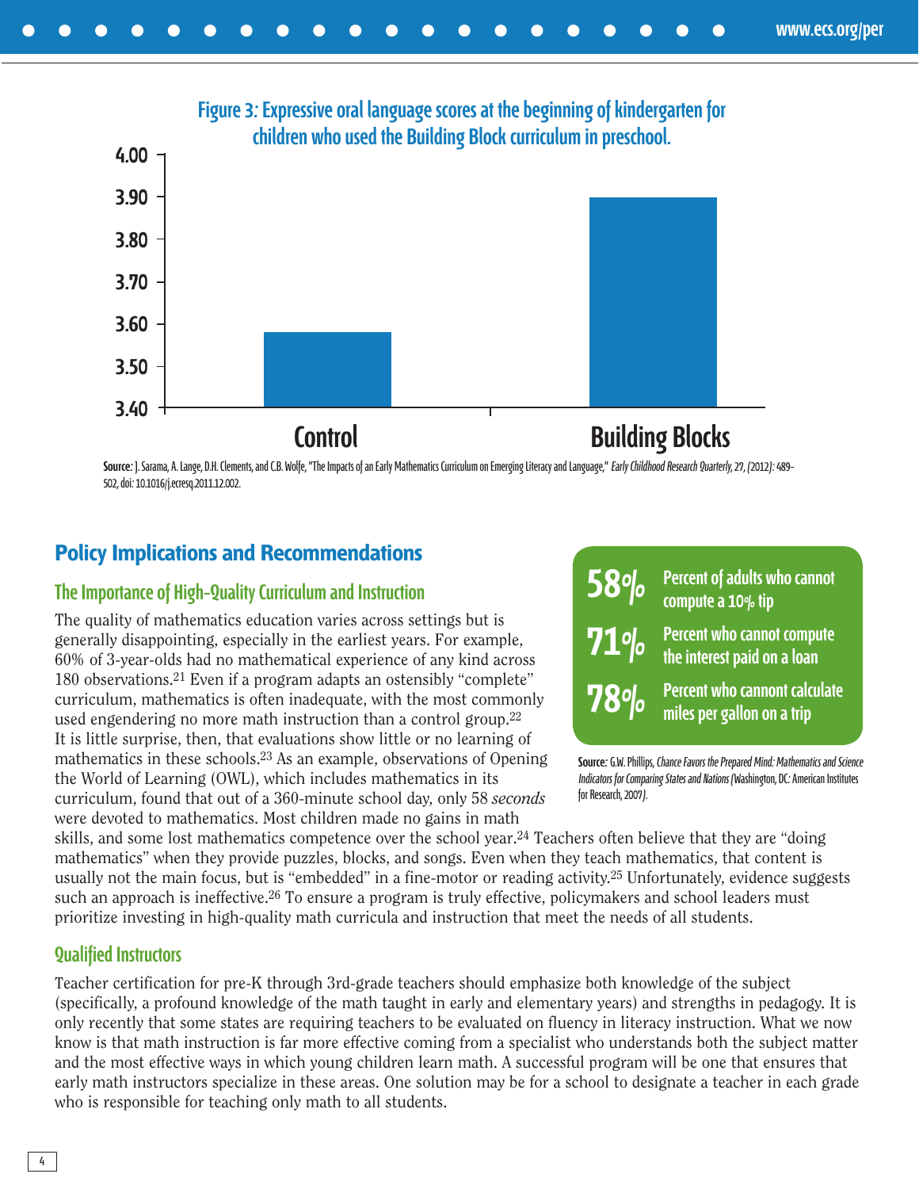## Figure 3: Expressive oral language scores at the beginning of kindergarten for children who used the Building Block curriculum in preschool.

| | Score |
|---|---|
| Control | ~3.58 |
| Building Blocks | ~3.90 |

**Source:** J. Sarama, A. Lange, D.H. Clements, and C.B. Wolfe, "The Impacts of an Early Mathematics Curriculum on Emerging Literacy and Language," *Early Childhood Research Quarterly, 27, (2012):* 489-502, doi: 10.1016/j.ecresq.2011.12.002.

## Policy Implications and Recommendations

### The Importance of High-Quality Curriculum and Instruction

The quality of mathematics education varies across settings but is generally disappointing, especially in the earliest years. For example, 60% of 3-year-olds had no mathematical experience of any kind across 180 observations.[21] Even if a program adapts an ostensibly "complete" curriculum, mathematics is often inadequate, with the most commonly used engendering no more math instruction than a control group.[22] It is little surprise, then, that evaluations show little or no learning of mathematics in these schools.[23] As an example, observations of Opening the World of Learning (OWL), which includes mathematics in its curriculum, found that out of a 360-minute school day, only 58 *seconds* were devoted to mathematics. Most children made no gains in math skills, and some lost mathematics competence over the school year.[24] Teachers often believe that they are "doing mathematics" when they provide puzzles, blocks, and songs. Even when they teach mathematics, that content is usually not the main focus, but is "embedded" in a fine-motor or reading activity.[25] Unfortunately, evidence suggests such an approach is ineffective.[26] To ensure a program is truly effective, policymakers and school leaders must prioritize investing in high-quality math curricula and instruction that meet the needs of all students.

**58%** Percent of adults who cannot compute a 10% tip

**71%** Percent who cannot compute the interest paid on a loan

**78%** Percent who cannont calculate miles per gallon on a trip

**Source:** G.W. Phillips, *Chance Favors the Prepared Mind: Mathematics and Science Indicators for Comparing States and Nations* (Washington, DC: American Institutes for Research, 2007).

### Qualified Instructors

Teacher certification for pre-K through 3rd-grade teachers should emphasize both knowledge of the subject (specifically, a profound knowledge of the math taught in early and elementary years) and strengths in pedagogy. It is only recently that some states are requiring teachers to be evaluated on fluency in literacy instruction. What we now know is that math instruction is far more effective coming from a specialist who understands both the subject matter and the most effective ways in which young children learn math. A successful program will be one that ensures that early math instructors specialize in these areas. One solution may be for a school to designate a teacher in each grade who is responsible for teaching only math to all students.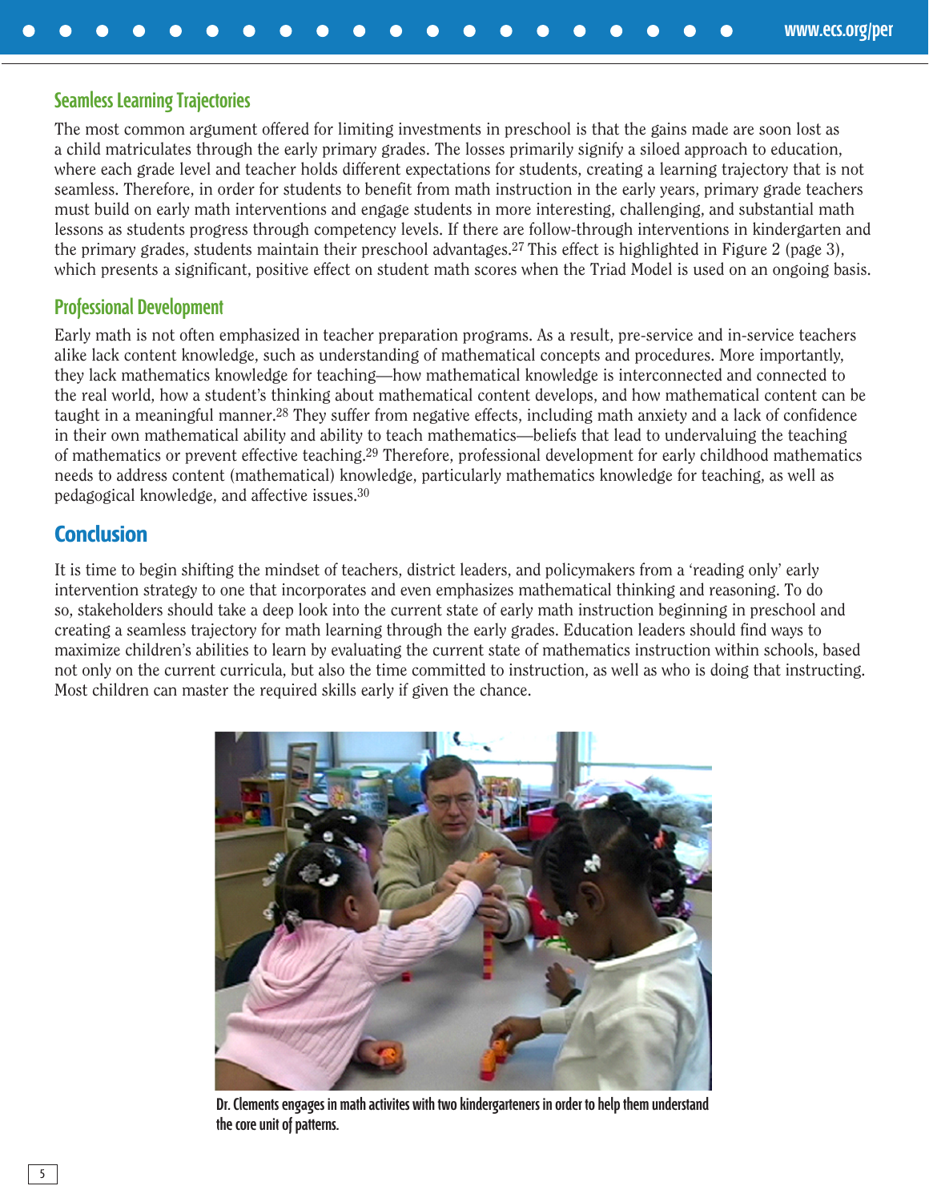### Seamless Learning Trajectories

The most common argument offered for limiting investments in preschool is that the gains made are soon lost as a child matriculates through the early primary grades. The losses primarily signify a siloed approach to education, where each grade level and teacher holds different expectations for students, creating a learning trajectory that is not seamless. Therefore, in order for students to benefit from math instruction in the early years, primary grade teachers must build on early math interventions and engage students in more interesting, challenging, and substantial math lessons as students progress through competency levels. If there are follow-through interventions in kindergarten and the primary grades, students maintain their preschool advantages.[27] This effect is highlighted in Figure 2 (page 3), which presents a significant, positive effect on student math scores when the Triad Model is used on an ongoing basis.

### Professional Development

Early math is not often emphasized in teacher preparation programs. As a result, pre-service and in-service teachers alike lack content knowledge, such as understanding of mathematical concepts and procedures. More importantly, they lack mathematics knowledge for teaching—how mathematical knowledge is interconnected and connected to the real world, how a student's thinking about mathematical content develops, and how mathematical content can be taught in a meaningful manner.[28] They suffer from negative effects, including math anxiety and a lack of confidence in their own mathematical ability and ability to teach mathematics—beliefs that lead to undervaluing the teaching of mathematics or prevent effective teaching.[29] Therefore, professional development for early childhood mathematics needs to address content (mathematical) knowledge, particularly mathematics knowledge for teaching, as well as pedagogical knowledge, and affective issues.[30]

## Conclusion

It is time to begin shifting the mindset of teachers, district leaders, and policymakers from a 'reading only' early intervention strategy to one that incorporates and even emphasizes mathematical thinking and reasoning. To do so, stakeholders should take a deep look into the current state of early math instruction beginning in preschool and creating a seamless trajectory for math learning through the early grades. Education leaders should find ways to maximize children's abilities to learn by evaluating the current state of mathematics instruction within schools, based not only on the current curricula, but also the time committed to instruction, as well as who is doing that instructing. Most children can master the required skills early if given the chance.

**Dr. Clements engages in math activites with two kindergarteners in order to help them understand the core unit of patterns.**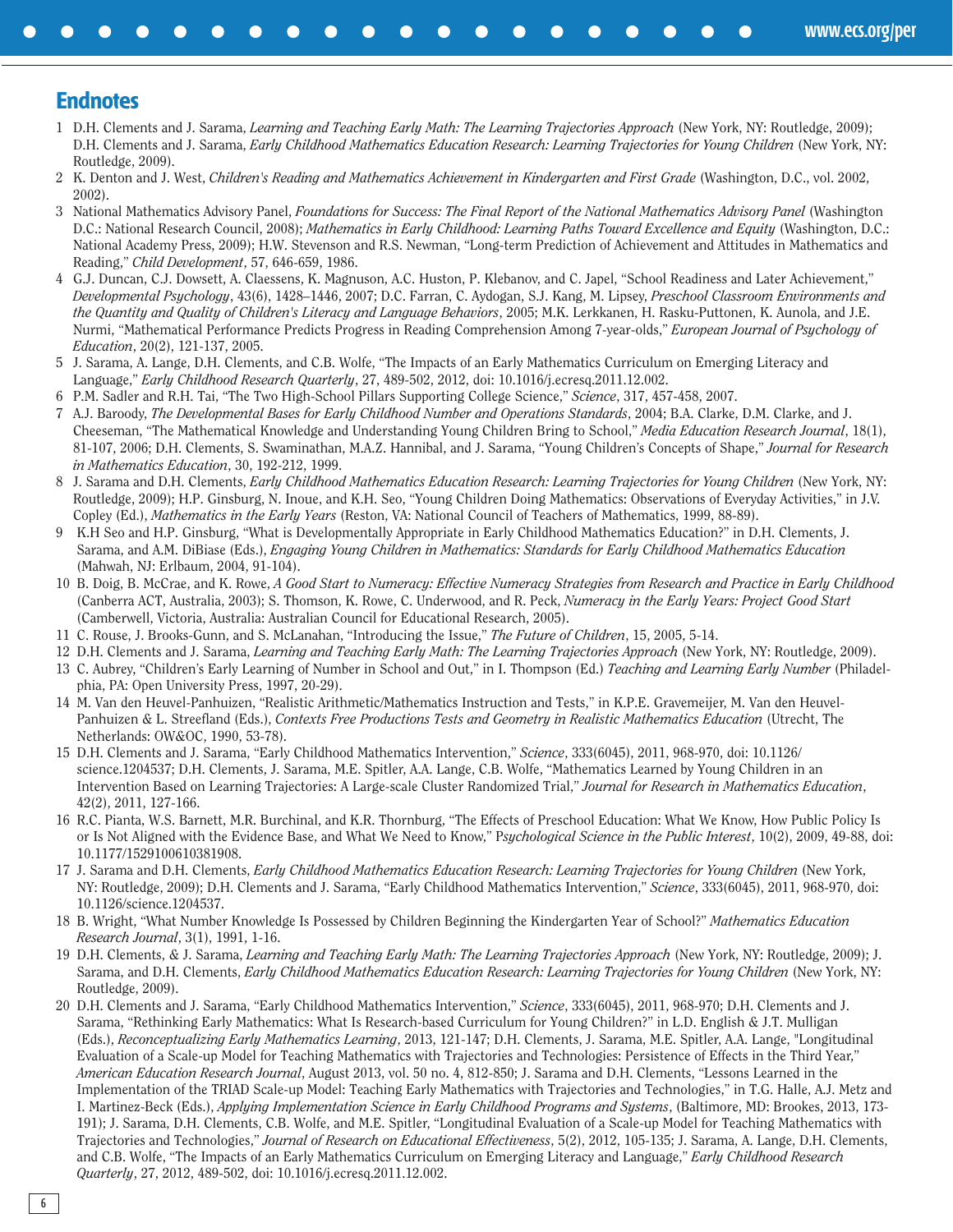## Endnotes

1. D.H. Clements and J. Sarama, *Learning and Teaching Early Math: The Learning Trajectories Approach* (New York, NY: Routledge, 2009); D.H. Clements and J. Sarama, *Early Childhood Mathematics Education Research: Learning Trajectories for Young Children* (New York, NY: Routledge, 2009).
2. K. Denton and J. West, *Children's Reading and Mathematics Achievement in Kindergarten and First Grade* (Washington, D.C., vol. 2002, 2002).
3. National Mathematics Advisory Panel, *Foundations for Success: The Final Report of the National Mathematics Advisory Panel* (Washington D.C.: National Research Council, 2008); *Mathematics in Early Childhood: Learning Paths Toward Excellence and Equity* (Washington, D.C.: National Academy Press, 2009); H.W. Stevenson and R.S. Newman, "Long-term Prediction of Achievement and Attitudes in Mathematics and Reading," *Child Development*, 57, 646-659, 1986.
4. G.J. Duncan, C.J. Dowsett, A. Claessens, K. Magnuson, A.C. Huston, P. Klebanov, and C. Japel, "School Readiness and Later Achievement," *Developmental Psychology*, 43(6), 1428–1446, 2007; D.C. Farran, C. Aydogan, S.J. Kang, M. Lipsey, *Preschool Classroom Environments and the Quantity and Quality of Children's Literacy and Language Behaviors*, 2005; M.K. Lerkkanen, H. Rasku-Puttonen, K. Aunola, and J.E. Nurmi, "Mathematical Performance Predicts Progress in Reading Comprehension Among 7-year-olds," *European Journal of Psychology of Education*, 20(2), 121-137, 2005.
5. J. Sarama, A. Lange, D.H. Clements, and C.B. Wolfe, "The Impacts of an Early Mathematics Curriculum on Emerging Literacy and Language," *Early Childhood Research Quarterly*, 27, 489-502, 2012, doi: 10.1016/j.ecresq.2011.12.002.
6. P.M. Sadler and R.H. Tai, "The Two High-School Pillars Supporting College Science," *Science*, 317, 457-458, 2007.
7. A.J. Baroody, *The Developmental Bases for Early Childhood Number and Operations Standards*, 2004; B.A. Clarke, D.M. Clarke, and J. Cheeseman, "The Mathematical Knowledge and Understanding Young Children Bring to School," *Media Education Research Journal*, 18(1), 81-107, 2006; D.H. Clements, S. Swaminathan, M.A.Z. Hannibal, and J. Sarama, "Young Children's Concepts of Shape," *Journal for Research in Mathematics Education*, 30, 192-212, 1999.
8. J. Sarama and D.H. Clements, *Early Childhood Mathematics Education Research: Learning Trajectories for Young Children* (New York, NY: Routledge, 2009); H.P. Ginsburg, N. Inoue, and K.H. Seo, "Young Children Doing Mathematics: Observations of Everyday Activities," in J.V. Copley (Ed.), *Mathematics in the Early Years* (Reston, VA: National Council of Teachers of Mathematics, 1999, 88-89).
9. K.H Seo and H.P. Ginsburg, "What is Developmentally Appropriate in Early Childhood Mathematics Education?" in D.H. Clements, J. Sarama, and A.M. DiBiase (Eds.), *Engaging Young Children in Mathematics: Standards for Early Childhood Mathematics Education* (Mahwah, NJ: Erlbaum, 2004, 91-104).
10. B. Doig, B. McCrae, and K. Rowe, *A Good Start to Numeracy: Effective Numeracy Strategies from Research and Practice in Early Childhood* (Canberra ACT, Australia, 2003); S. Thomson, K. Rowe, C. Underwood, and R. Peck, *Numeracy in the Early Years: Project Good Start* (Camberwell, Victoria, Australia: Australian Council for Educational Research, 2005).
11. C. Rouse, J. Brooks-Gunn, and S. McLanahan, "Introducing the Issue," *The Future of Children*, 15, 2005, 5-14.
12. D.H. Clements and J. Sarama, *Learning and Teaching Early Math: The Learning Trajectories Approach* (New York, NY: Routledge, 2009).
13. C. Aubrey, "Children's Early Learning of Number in School and Out," in I. Thompson (Ed.) *Teaching and Learning Early Number* (Philadelphia, PA: Open University Press, 1997, 20-29).
14. M. Van den Heuvel-Panhuizen, "Realistic Arithmetic/Mathematics Instruction and Tests," in K.P.E. Gravemeijer, M. Van den Heuvel-Panhuizen & L. Streefland (Eds.), *Contexts Free Productions Tests and Geometry in Realistic Mathematics Education* (Utrecht, The Netherlands: OW&OC, 1990, 53-78).
15. D.H. Clements and J. Sarama, "Early Childhood Mathematics Intervention," *Science*, 333(6045), 2011, 968-970, doi: 10.1126/science.1204537; D.H. Clements, J. Sarama, M.E. Spitler, A.A. Lange, C.B. Wolfe, "Mathematics Learned by Young Children in an Intervention Based on Learning Trajectories: A Large-scale Cluster Randomized Trial," *Journal for Research in Mathematics Education*, 42(2), 2011, 127-166.
16. R.C. Pianta, W.S. Barnett, M.R. Burchinal, and K.R. Thornburg, "The Effects of Preschool Education: What We Know, How Public Policy Is or Is Not Aligned with the Evidence Base, and What We Need to Know," *Psychological Science in the Public Interest*, 10(2), 2009, 49-88, doi: 10.1177/1529100610381908.
17. J. Sarama and D.H. Clements, *Early Childhood Mathematics Education Research: Learning Trajectories for Young Children* (New York, NY: Routledge, 2009); D.H. Clements and J. Sarama, "Early Childhood Mathematics Intervention," *Science*, 333(6045), 2011, 968-970, doi: 10.1126/science.1204537.
18. B. Wright, "What Number Knowledge Is Possessed by Children Beginning the Kindergarten Year of School?" *Mathematics Education Research Journal*, 3(1), 1991, 1-16.
19. D.H. Clements, & J. Sarama, *Learning and Teaching Early Math: The Learning Trajectories Approach* (New York, NY: Routledge, 2009); J. Sarama, and D.H. Clements, *Early Childhood Mathematics Education Research: Learning Trajectories for Young Children* (New York, NY: Routledge, 2009).
20. D.H. Clements and J. Sarama, "Early Childhood Mathematics Intervention," *Science*, 333(6045), 2011, 968-970; D.H. Clements and J. Sarama, "Rethinking Early Mathematics: What Is Research-based Curriculum for Young Children?" in L.D. English & J.T. Mulligan (Eds.), *Reconceptualizing Early Mathematics Learning*, 2013, 121-147; D.H. Clements, J. Sarama, M.E. Spitler, A.A. Lange, "Longitudinal Evaluation of a Scale-up Model for Teaching Mathematics with Trajectories and Technologies: Persistence of Effects in the Third Year," *American Education Research Journal*, August 2013, vol. 50 no. 4, 812-850; J. Sarama and D.H. Clements, "Lessons Learned in the Implementation of the TRIAD Scale-up Model: Teaching Early Mathematics with Trajectories and Technologies," in T.G. Halle, A.J. Metz and I. Martinez-Beck (Eds.), *Applying Implementation Science in Early Childhood Programs and Systems*, (Baltimore, MD: Brookes, 2013, 173-191); J. Sarama, D.H. Clements, C.B. Wolfe, and M.E. Spitler, "Longitudinal Evaluation of a Scale-up Model for Teaching Mathematics with Trajectories and Technologies," *Journal of Research on Educational Effectiveness*, 5(2), 2012, 105-135; J. Sarama, A. Lange, D.H. Clements, and C.B. Wolfe, "The Impacts of an Early Mathematics Curriculum on Emerging Literacy and Language," *Early Childhood Research Quarterly*, 27, 2012, 489-502, doi: 10.1016/j.ecresq.2011.12.002.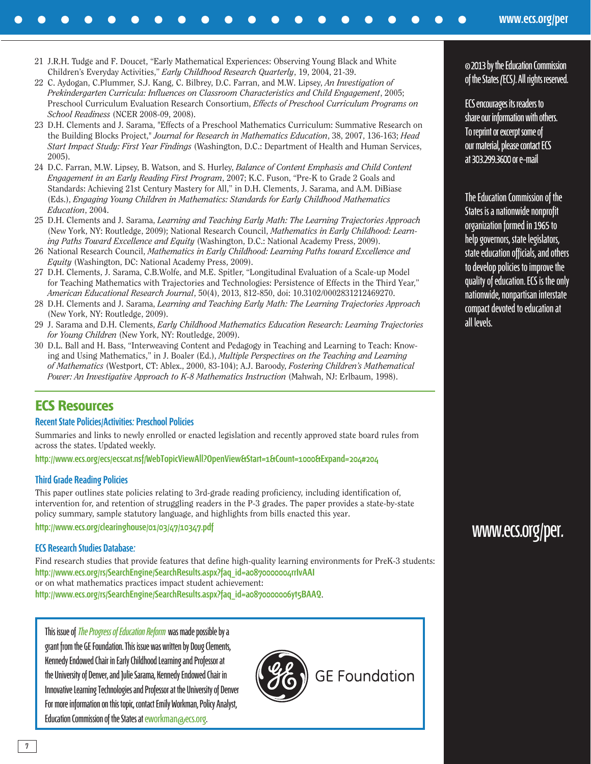21 J.R.H. Tudge and F. Doucet, "Early Mathematical Experiences: Observing Young Black and White Children's Everyday Activities," *Early Childhood Research Quarterly*, 19, 2004, 21-39.

22 C. Aydogan, C.Plummer, S.J. Kang, C. Bilbrey, D.C. Farran, and M.W. Lipsey, *An Investigation of Prekindergarten Curricula: Influences on Classroom Characteristics and Child Engagement*, 2005; Preschool Curriculum Evaluation Research Consortium, *Effects of Preschool Curriculum Programs on School Readiness* (NCER 2008-09, 2008).

23 D.H. Clements and J. Sarama, "Effects of a Preschool Mathematics Curriculum: Summative Research on the Building Blocks Project," *Journal for Research in Mathematics Education*, 38, 2007, 136-163; *Head Start Impact Study: First Year Findings* (Washington, D.C.: Department of Health and Human Services, 2005).

24 D.C. Farran, M.W. Lipsey, B. Watson, and S. Hurley, *Balance of Content Emphasis and Child Content Engagement in an Early Reading First Program*, 2007; K.C. Fuson, "Pre-K to Grade 2 Goals and Standards: Achieving 21st Century Mastery for All," in D.H. Clements, J. Sarama, and A.M. DiBiase (Eds.), *Engaging Young Children in Mathematics: Standards for Early Childhood Mathematics Education*, 2004.

25 D.H. Clements and J. Sarama, *Learning and Teaching Early Math: The Learning Trajectories Approach* (New York, NY: Routledge, 2009); National Research Council, *Mathematics in Early Childhood: Learning Paths Toward Excellence and Equity* (Washington, D.C.: National Academy Press, 2009).

26 National Research Council, *Mathematics in Early Childhood: Learning Paths toward Excellence and Equity* (Washington, DC: National Academy Press, 2009).

27 D.H. Clements, J. Sarama, C.B.Wolfe, and M.E. Spitler, "Longitudinal Evaluation of a Scale-up Model for Teaching Mathematics with Trajectories and Technologies: Persistence of Effects in the Third Year," *American Educational Research Journal*, 50(4), 2013, 812-850, doi: 10.3102/0002831212469270.

28 D.H. Clements and J. Sarama, *Learning and Teaching Early Math: The Learning Trajectories Approach* (New York, NY: Routledge, 2009).

29 J. Sarama and D.H. Clements, *Early Childhood Mathematics Education Research: Learning Trajectories for Young Children* (New York, NY: Routledge, 2009).

30 D.L. Ball and H. Bass, "Interweaving Content and Pedagogy in Teaching and Learning to Teach: Knowing and Using Mathematics," in J. Boaler (Ed.), *Multiple Perspectives on the Teaching and Learning of Mathematics* (Westport, CT: Ablex., 2000, 83-104); A.J. Baroody, *Fostering Children's Mathematical Power: An Investigative Approach to K-8 Mathematics Instruction* (Mahwah, NJ: Erlbaum, 1998).

## ECS Resources

### Recent State Policies/Activities: Preschool Policies

Summaries and links to newly enrolled or enacted legislation and recently approved state board rules from across the states. Updated weekly.

http://www.ecs.org/ecs/ecscat.nsf/WebTopicViewAll?OpenView&Start=1&Count=1000&Expand=204#204

### Third Grade Reading Policies

This paper outlines state policies relating to 3rd-grade reading proficiency, including identification of, intervention for, and retention of struggling readers in the P-3 grades. The paper provides a state-by-state policy summary, sample statutory language, and highlights from bills enacted this year.

http://www.ecs.org/clearinghouse/01/03/47/10347.pdf

### ECS Research Studies Database:

Find research studies that provide features that define high-quality learning environments for PreK-3 students: http://www.ecs.org/rs/SearchEngine/SearchResults.aspx?faq_id=a0870000004rrIvAAI
or on what mathematics practices impact student achievement:
http://www.ecs.org/rs/SearchEngine/SearchResults.aspx?faq_id=a0870000006yt5BAAQ.

This issue of *The Progress of Education Reform* was made possible by a grant from the GE Foundation. This issue was written by Doug Clements, Kennedy Endowed Chair in Early Childhood Learning and Professor at the University of Denver, and Julie Sarama, Kennedy Endowed Chair in Innovative Learning Technologies and Professor at the University of Denver For more information on this topic, contact Emily Workman, Policy Analyst, Education Commission of the States at eworkman@ecs.org.

GE Foundation

© 2013 by the Education Commission of the States (ECS). All rights reserved.

ECS encourages its readers to share our information with others. To reprint or excerpt some of our material, please contact ECS at 303.299.3600 or e-mail

The Education Commission of the States is a nationwide nonprofit organization formed in 1965 to help governors, state legislators, state education officials, and others to develop policies to improve the quality of education. ECS is the only nationwide, nonpartisan interstate compact devoted to education at all levels.

www.ecs.org/per.